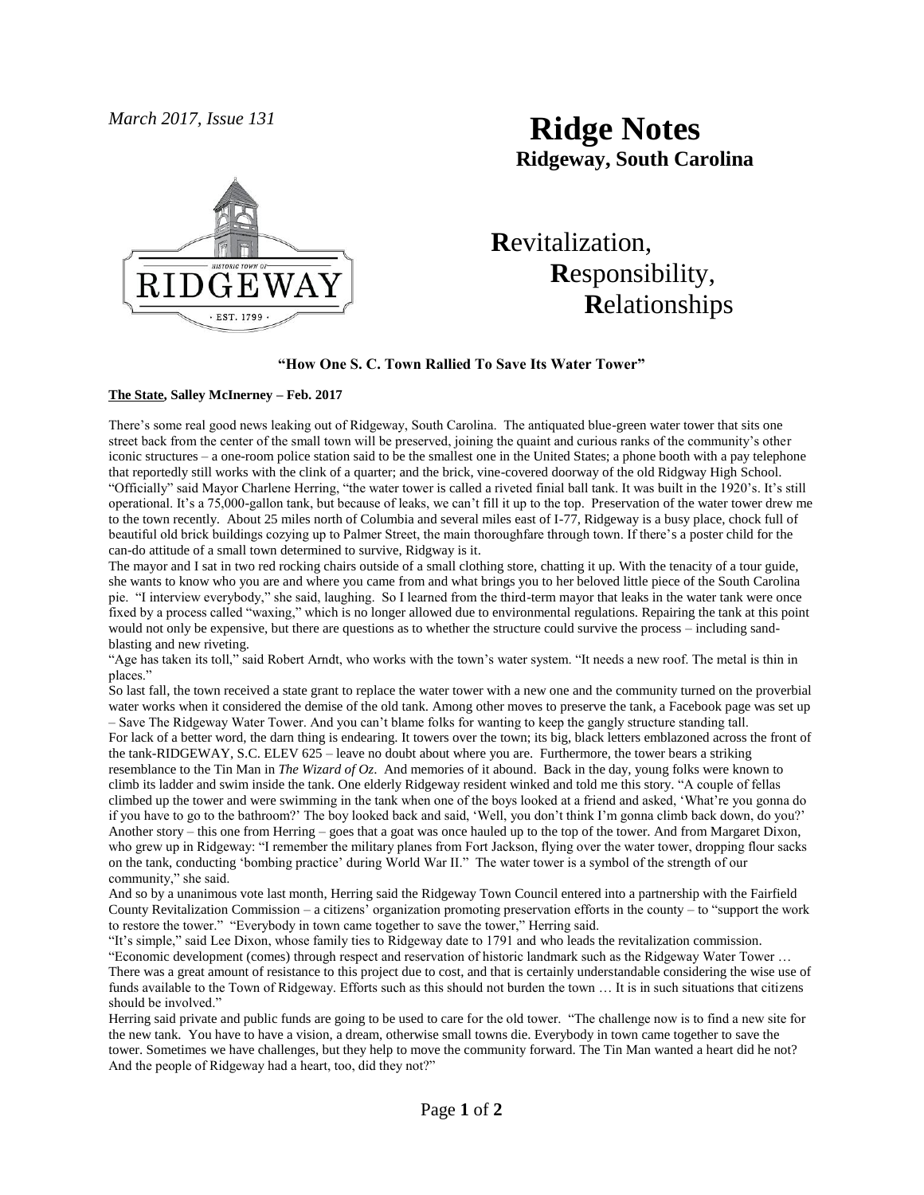*March 2017, Issue 131*

# Ridge Notes

**Ridgeway, South Carolina**

**R**evitalization,
**R**esponsibility,
**R**elationships

### "How One S. C. Town Rallied To Save Its Water Tower"

**The State, Salley McInerney – Feb. 2017**

There's some real good news leaking out of Ridgeway, South Carolina. The antiquated blue-green water tower that sits one street back from the center of the small town will be preserved, joining the quaint and curious ranks of the community's other iconic structures – a one-room police station said to be the smallest one in the United States; a phone booth with a pay telephone that reportedly still works with the clink of a quarter; and the brick, vine-covered doorway of the old Ridgway High School. "Officially" said Mayor Charlene Herring, "the water tower is called a riveted finial ball tank. It was built in the 1920's. It's still operational. It's a 75,000-gallon tank, but because of leaks, we can't fill it up to the top. Preservation of the water tower drew me to the town recently. About 25 miles north of Columbia and several miles east of I-77, Ridgeway is a busy place, chock full of beautiful old brick buildings cozying up to Palmer Street, the main thoroughfare through town. If there's a poster child for the can-do attitude of a small town determined to survive, Ridgway is it.

The mayor and I sat in two red rocking chairs outside of a small clothing store, chatting it up. With the tenacity of a tour guide, she wants to know who you are and where you came from and what brings you to her beloved little piece of the South Carolina pie. "I interview everybody," she said, laughing. So I learned from the third-term mayor that leaks in the water tank were once fixed by a process called "waxing," which is no longer allowed due to environmental regulations. Repairing the tank at this point would not only be expensive, but there are questions as to whether the structure could survive the process – including sand-blasting and new riveting.

"Age has taken its toll," said Robert Arndt, who works with the town's water system. "It needs a new roof. The metal is thin in places."

So last fall, the town received a state grant to replace the water tower with a new one and the community turned on the proverbial water works when it considered the demise of the old tank. Among other moves to preserve the tank, a Facebook page was set up – Save The Ridgeway Water Tower. And you can't blame folks for wanting to keep the gangly structure standing tall.

For lack of a better word, the darn thing is endearing. It towers over the town; its big, black letters emblazoned across the front of the tank-RIDGEWAY, S.C. ELEV 625 – leave no doubt about where you are. Furthermore, the tower bears a striking resemblance to the Tin Man in *The Wizard of Oz*. And memories of it abound. Back in the day, young folks were known to climb its ladder and swim inside the tank. One elderly Ridgeway resident winked and told me this story. "A couple of fellas climbed up the tower and were swimming in the tank when one of the boys looked at a friend and asked, 'What're you gonna do if you have to go to the bathroom?' The boy looked back and said, 'Well, you don't think I'm gonna climb back down, do you?' Another story – this one from Herring – goes that a goat was once hauled up to the top of the tower. And from Margaret Dixon, who grew up in Ridgeway: "I remember the military planes from Fort Jackson, flying over the water tower, dropping flour sacks on the tank, conducting 'bombing practice' during World War II." The water tower is a symbol of the strength of our community," she said.

And so by a unanimous vote last month, Herring said the Ridgeway Town Council entered into a partnership with the Fairfield County Revitalization Commission – a citizens' organization promoting preservation efforts in the county – to "support the work to restore the tower." "Everybody in town came together to save the tower," Herring said.

"It's simple," said Lee Dixon, whose family ties to Ridgeway date to 1791 and who leads the revitalization commission. "Economic development (comes) through respect and reservation of historic landmark such as the Ridgeway Water Tower … There was a great amount of resistance to this project due to cost, and that is certainly understandable considering the wise use of funds available to the Town of Ridgeway. Efforts such as this should not burden the town … It is in such situations that citizens should be involved."

Herring said private and public funds are going to be used to care for the old tower. "The challenge now is to find a new site for the new tank. You have to have a vision, a dream, otherwise small towns die. Everybody in town came together to save the tower. Sometimes we have challenges, but they help to move the community forward. The Tin Man wanted a heart did he not? And the people of Ridgeway had a heart, too, did they not?"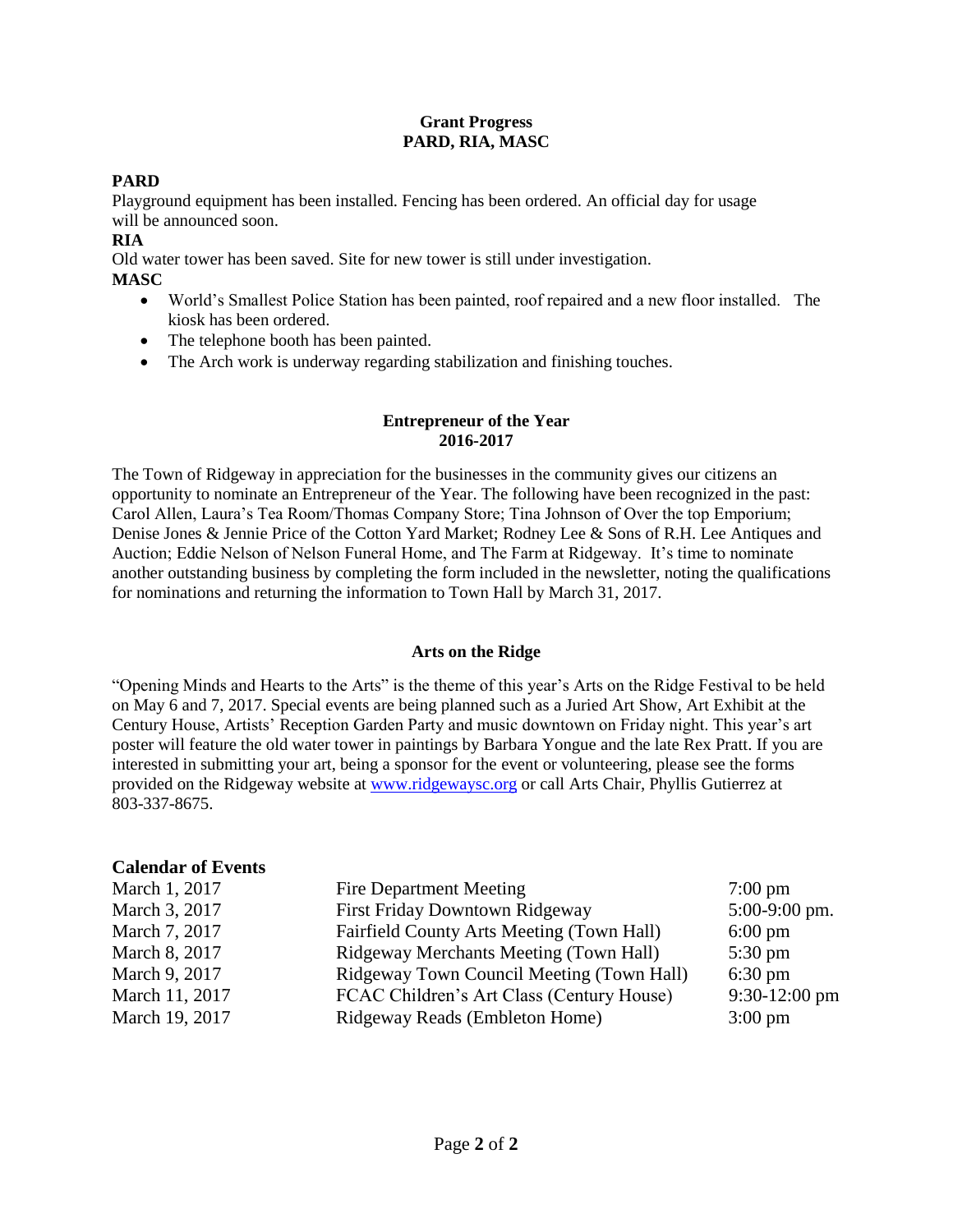**Grant Progress**
**PARD, RIA, MASC**

**PARD**

Playground equipment has been installed. Fencing has been ordered. An official day for usage will be announced soon.

**RIA**

Old water tower has been saved. Site for new tower is still under investigation.

**MASC**

- World's Smallest Police Station has been painted, roof repaired and a new floor installed. The kiosk has been ordered.
- The telephone booth has been painted.
- The Arch work is underway regarding stabilization and finishing touches.

**Entrepreneur of the Year**
**2016-2017**

The Town of Ridgeway in appreciation for the businesses in the community gives our citizens an opportunity to nominate an Entrepreneur of the Year. The following have been recognized in the past: Carol Allen, Laura's Tea Room/Thomas Company Store; Tina Johnson of Over the top Emporium; Denise Jones & Jennie Price of the Cotton Yard Market; Rodney Lee & Sons of R.H. Lee Antiques and Auction; Eddie Nelson of Nelson Funeral Home, and The Farm at Ridgeway. It's time to nominate another outstanding business by completing the form included in the newsletter, noting the qualifications for nominations and returning the information to Town Hall by March 31, 2017.

**Arts on the Ridge**

"Opening Minds and Hearts to the Arts" is the theme of this year's Arts on the Ridge Festival to be held on May 6 and 7, 2017. Special events are being planned such as a Juried Art Show, Art Exhibit at the Century House, Artists' Reception Garden Party and music downtown on Friday night. This year's art poster will feature the old water tower in paintings by Barbara Yongue and the late Rex Pratt. If you are interested in submitting your art, being a sponsor for the event or volunteering, please see the forms provided on the Ridgeway website at www.ridgewaysc.org or call Arts Chair, Phyllis Gutierrez at 803-337-8675.

**Calendar of Events**

| | | |
|---|---|---|
| March 1, 2017 | Fire Department Meeting | 7:00 pm |
| March 3, 2017 | First Friday Downtown Ridgeway | 5:00-9:00 pm. |
| March 7, 2017 | Fairfield County Arts Meeting (Town Hall) | 6:00 pm |
| March 8, 2017 | Ridgeway Merchants Meeting (Town Hall) | 5:30 pm |
| March 9, 2017 | Ridgeway Town Council Meeting (Town Hall) | 6:30 pm |
| March 11, 2017 | FCAC Children's Art Class (Century House) | 9:30-12:00 pm |
| March 19, 2017 | Ridgeway Reads (Embleton Home) | 3:00 pm |